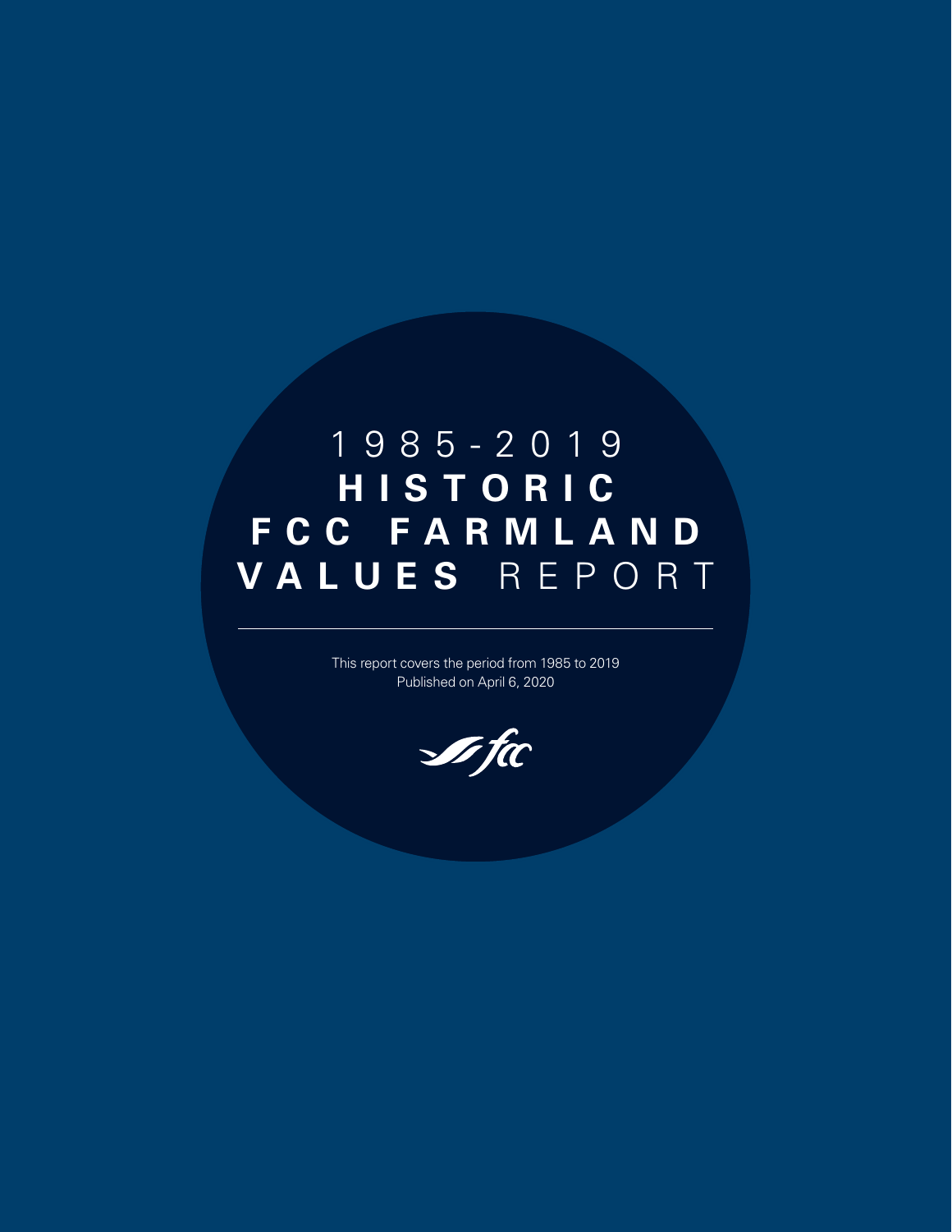# 1985-2019 HISTORIC FCC FARMLAND VALUES REPORT

This report covers the period from 1985 to 2019
Published on April 6, 2020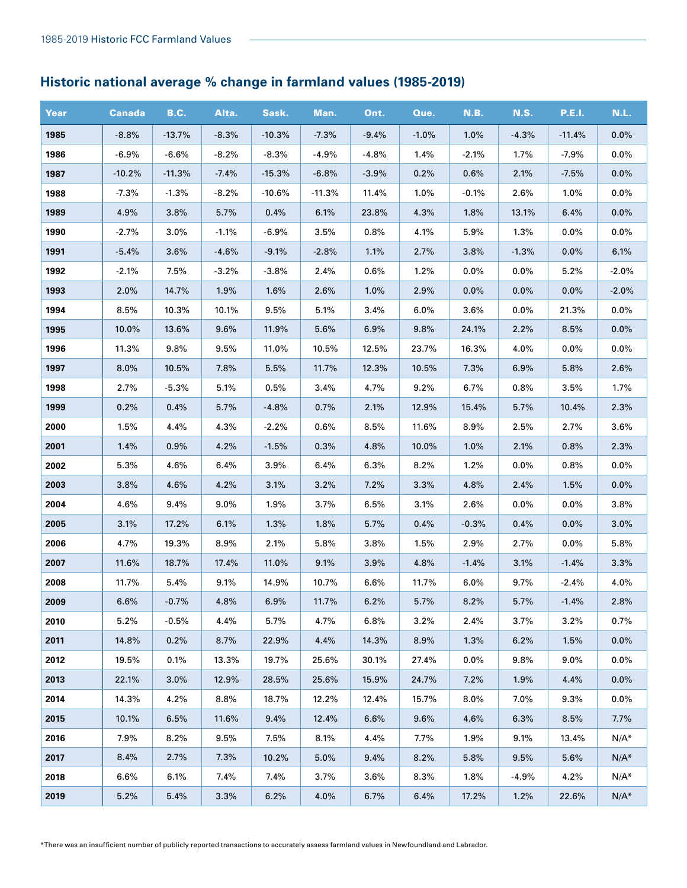## Historic national average % change in farmland values (1985-2019)

| Year | Canada | B.C. | Alta. | Sask. | Man. | Ont. | Que. | N.B. | N.S. | P.E.I. | N.L. |
|---|---|---|---|---|---|---|---|---|---|---|---|
| **1985** | -8.8% | -13.7% | -8.3% | -10.3% | -7.3% | -9.4% | -1.0% | 1.0% | -4.3% | -11.4% | 0.0% |
| **1986** | -6.9% | -6.6% | -8.2% | -8.3% | -4.9% | -4.8% | 1.4% | -2.1% | 1.7% | -7.9% | 0.0% |
| **1987** | -10.2% | -11.3% | -7.4% | -15.3% | -6.8% | -3.9% | 0.2% | 0.6% | 2.1% | -7.5% | 0.0% |
| **1988** | -7.3% | -1.3% | -8.2% | -10.6% | -11.3% | 11.4% | 1.0% | -0.1% | 2.6% | 1.0% | 0.0% |
| **1989** | 4.9% | 3.8% | 5.7% | 0.4% | 6.1% | 23.8% | 4.3% | 1.8% | 13.1% | 6.4% | 0.0% |
| **1990** | -2.7% | 3.0% | -1.1% | -6.9% | 3.5% | 0.8% | 4.1% | 5.9% | 1.3% | 0.0% | 0.0% |
| **1991** | -5.4% | 3.6% | -4.6% | -9.1% | -2.8% | 1.1% | 2.7% | 3.8% | -1.3% | 0.0% | 6.1% |
| **1992** | -2.1% | 7.5% | -3.2% | -3.8% | 2.4% | 0.6% | 1.2% | 0.0% | 0.0% | 5.2% | -2.0% |
| **1993** | 2.0% | 14.7% | 1.9% | 1.6% | 2.6% | 1.0% | 2.9% | 0.0% | 0.0% | 0.0% | -2.0% |
| **1994** | 8.5% | 10.3% | 10.1% | 9.5% | 5.1% | 3.4% | 6.0% | 3.6% | 0.0% | 21.3% | 0.0% |
| **1995** | 10.0% | 13.6% | 9.6% | 11.9% | 5.6% | 6.9% | 9.8% | 24.1% | 2.2% | 8.5% | 0.0% |
| **1996** | 11.3% | 9.8% | 9.5% | 11.0% | 10.5% | 12.5% | 23.7% | 16.3% | 4.0% | 0.0% | 0.0% |
| **1997** | 8.0% | 10.5% | 7.8% | 5.5% | 11.7% | 12.3% | 10.5% | 7.3% | 6.9% | 5.8% | 2.6% |
| **1998** | 2.7% | -5.3% | 5.1% | 0.5% | 3.4% | 4.7% | 9.2% | 6.7% | 0.8% | 3.5% | 1.7% |
| **1999** | 0.2% | 0.4% | 5.7% | -4.8% | 0.7% | 2.1% | 12.9% | 15.4% | 5.7% | 10.4% | 2.3% |
| **2000** | 1.5% | 4.4% | 4.3% | -2.2% | 0.6% | 8.5% | 11.6% | 8.9% | 2.5% | 2.7% | 3.6% |
| **2001** | 1.4% | 0.9% | 4.2% | -1.5% | 0.3% | 4.8% | 10.0% | 1.0% | 2.1% | 0.8% | 2.3% |
| **2002** | 5.3% | 4.6% | 6.4% | 3.9% | 6.4% | 6.3% | 8.2% | 1.2% | 0.0% | 0.8% | 0.0% |
| **2003** | 3.8% | 4.6% | 4.2% | 3.1% | 3.2% | 7.2% | 3.3% | 4.8% | 2.4% | 1.5% | 0.0% |
| **2004** | 4.6% | 9.4% | 9.0% | 1.9% | 3.7% | 6.5% | 3.1% | 2.6% | 0.0% | 0.0% | 3.8% |
| **2005** | 3.1% | 17.2% | 6.1% | 1.3% | 1.8% | 5.7% | 0.4% | -0.3% | 0.4% | 0.0% | 3.0% |
| **2006** | 4.7% | 19.3% | 8.9% | 2.1% | 5.8% | 3.8% | 1.5% | 2.9% | 2.7% | 0.0% | 5.8% |
| **2007** | 11.6% | 18.7% | 17.4% | 11.0% | 9.1% | 3.9% | 4.8% | -1.4% | 3.1% | -1.4% | 3.3% |
| **2008** | 11.7% | 5.4% | 9.1% | 14.9% | 10.7% | 6.6% | 11.7% | 6.0% | 9.7% | -2.4% | 4.0% |
| **2009** | 6.6% | -0.7% | 4.8% | 6.9% | 11.7% | 6.2% | 5.7% | 8.2% | 5.7% | -1.4% | 2.8% |
| **2010** | 5.2% | -0.5% | 4.4% | 5.7% | 4.7% | 6.8% | 3.2% | 2.4% | 3.7% | 3.2% | 0.7% |
| **2011** | 14.8% | 0.2% | 8.7% | 22.9% | 4.4% | 14.3% | 8.9% | 1.3% | 6.2% | 1.5% | 0.0% |
| **2012** | 19.5% | 0.1% | 13.3% | 19.7% | 25.6% | 30.1% | 27.4% | 0.0% | 9.8% | 9.0% | 0.0% |
| **2013** | 22.1% | 3.0% | 12.9% | 28.5% | 25.6% | 15.9% | 24.7% | 7.2% | 1.9% | 4.4% | 0.0% |
| **2014** | 14.3% | 4.2% | 8.8% | 18.7% | 12.2% | 12.4% | 15.7% | 8.0% | 7.0% | 9.3% | 0.0% |
| **2015** | 10.1% | 6.5% | 11.6% | 9.4% | 12.4% | 6.6% | 9.6% | 4.6% | 6.3% | 8.5% | 7.7% |
| **2016** | 7.9% | 8.2% | 9.5% | 7.5% | 8.1% | 4.4% | 7.7% | 1.9% | 9.1% | 13.4% | N/A* |
| **2017** | 8.4% | 2.7% | 7.3% | 10.2% | 5.0% | 9.4% | 8.2% | 5.8% | 9.5% | 5.6% | N/A* |
| **2018** | 6.6% | 6.1% | 7.4% | 7.4% | 3.7% | 3.6% | 8.3% | 1.8% | -4.9% | 4.2% | N/A* |
| **2019** | 5.2% | 5.4% | 3.3% | 6.2% | 4.0% | 6.7% | 6.4% | 17.2% | 1.2% | 22.6% | N/A* |

*There was an insufficient number of publicly reported transactions to accurately assess farmland values in Newfoundland and Labrador.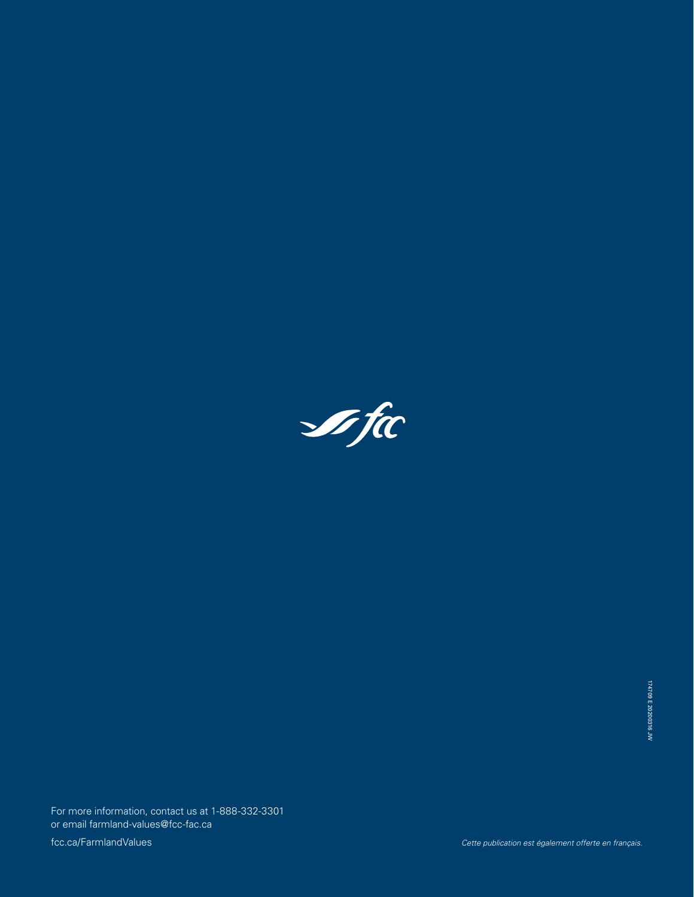For more information, contact us at 1-888-332-3301
or email farmland-values@fcc-fac.ca

fcc.ca/FarmlandValues

*Cette publication est également offerte en français.*

174709 E 20200316 JW